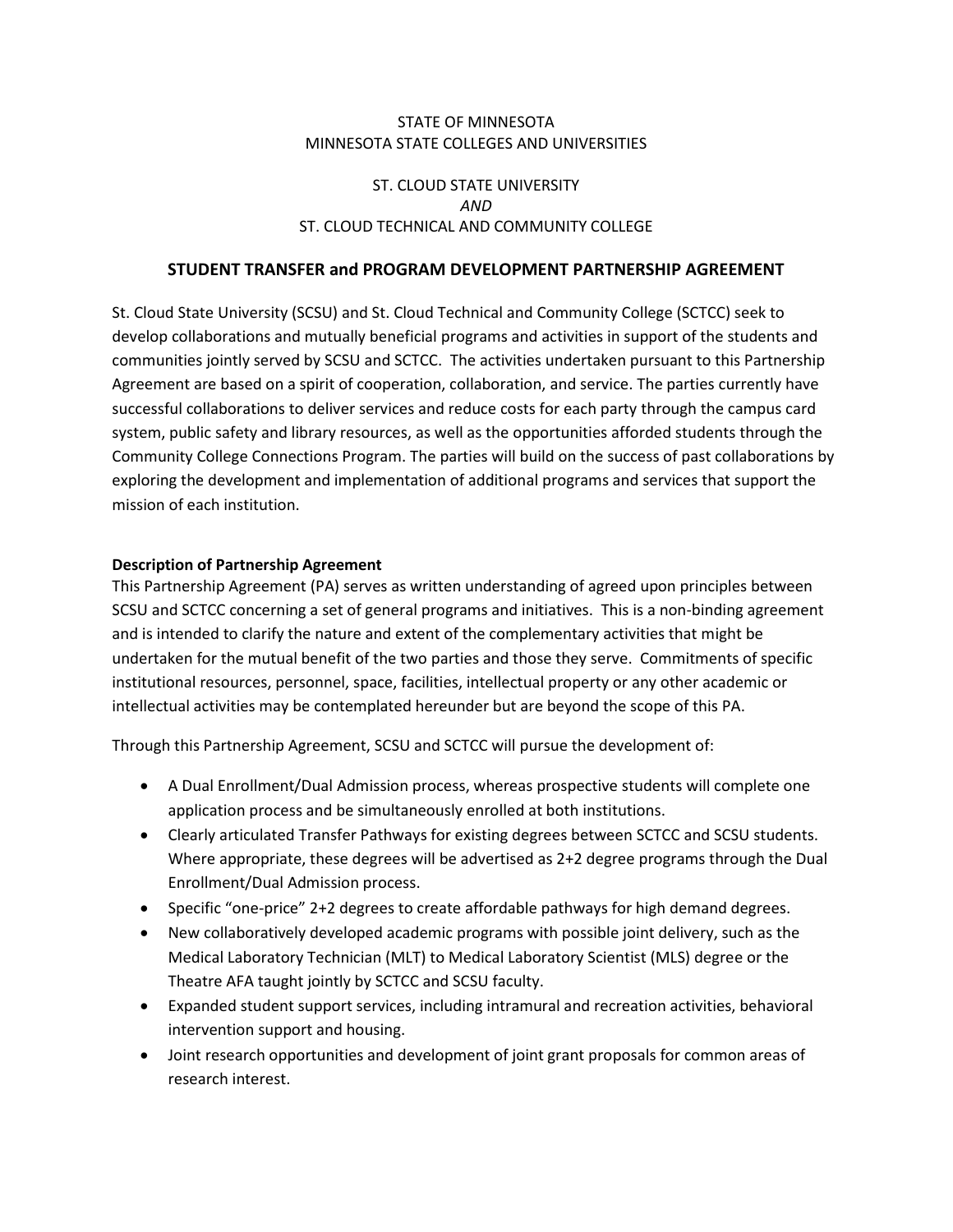STATE OF MINNESOTA
MINNESOTA STATE COLLEGES AND UNIVERSITIES

ST. CLOUD STATE UNIVERSITY
*AND*
ST. CLOUD TECHNICAL AND COMMUNITY COLLEGE

# STUDENT TRANSFER and PROGRAM DEVELOPMENT PARTNERSHIP AGREEMENT

St. Cloud State University (SCSU) and St. Cloud Technical and Community College (SCTCC) seek to develop collaborations and mutually beneficial programs and activities in support of the students and communities jointly served by SCSU and SCTCC. The activities undertaken pursuant to this Partnership Agreement are based on a spirit of cooperation, collaboration, and service. The parties currently have successful collaborations to deliver services and reduce costs for each party through the campus card system, public safety and library resources, as well as the opportunities afforded students through the Community College Connections Program. The parties will build on the success of past collaborations by exploring the development and implementation of additional programs and services that support the mission of each institution.

**Description of Partnership Agreement**

This Partnership Agreement (PA) serves as written understanding of agreed upon principles between SCSU and SCTCC concerning a set of general programs and initiatives. This is a non-binding agreement and is intended to clarify the nature and extent of the complementary activities that might be undertaken for the mutual benefit of the two parties and those they serve. Commitments of specific institutional resources, personnel, space, facilities, intellectual property or any other academic or intellectual activities may be contemplated hereunder but are beyond the scope of this PA.

Through this Partnership Agreement, SCSU and SCTCC will pursue the development of:

- A Dual Enrollment/Dual Admission process, whereas prospective students will complete one application process and be simultaneously enrolled at both institutions.
- Clearly articulated Transfer Pathways for existing degrees between SCTCC and SCSU students. Where appropriate, these degrees will be advertised as 2+2 degree programs through the Dual Enrollment/Dual Admission process.
- Specific "one-price" 2+2 degrees to create affordable pathways for high demand degrees.
- New collaboratively developed academic programs with possible joint delivery, such as the Medical Laboratory Technician (MLT) to Medical Laboratory Scientist (MLS) degree or the Theatre AFA taught jointly by SCTCC and SCSU faculty.
- Expanded student support services, including intramural and recreation activities, behavioral intervention support and housing.
- Joint research opportunities and development of joint grant proposals for common areas of research interest.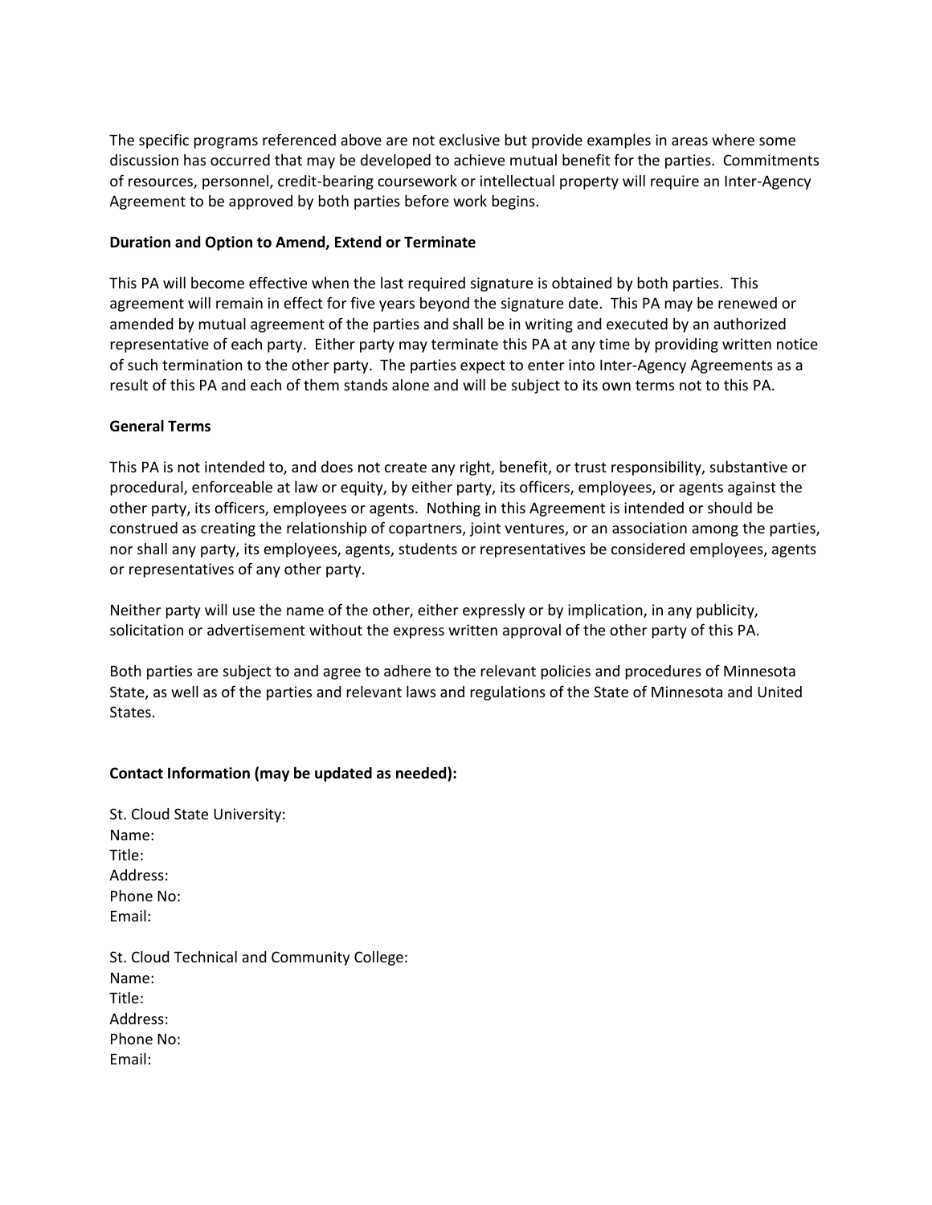The specific programs referenced above are not exclusive but provide examples in areas where some discussion has occurred that may be developed to achieve mutual benefit for the parties. Commitments of resources, personnel, credit-bearing coursework or intellectual property will require an Inter-Agency Agreement to be approved by both parties before work begins.

**Duration and Option to Amend, Extend or Terminate**

This PA will become effective when the last required signature is obtained by both parties. This agreement will remain in effect for five years beyond the signature date. This PA may be renewed or amended by mutual agreement of the parties and shall be in writing and executed by an authorized representative of each party. Either party may terminate this PA at any time by providing written notice of such termination to the other party. The parties expect to enter into Inter-Agency Agreements as a result of this PA and each of them stands alone and will be subject to its own terms not to this PA.

**General Terms**

This PA is not intended to, and does not create any right, benefit, or trust responsibility, substantive or procedural, enforceable at law or equity, by either party, its officers, employees, or agents against the other party, its officers, employees or agents. Nothing in this Agreement is intended or should be construed as creating the relationship of copartners, joint ventures, or an association among the parties, nor shall any party, its employees, agents, students or representatives be considered employees, agents or representatives of any other party.

Neither party will use the name of the other, either expressly or by implication, in any publicity, solicitation or advertisement without the express written approval of the other party of this PA.

Both parties are subject to and agree to adhere to the relevant policies and procedures of Minnesota State, as well as of the parties and relevant laws and regulations of the State of Minnesota and United States.

**Contact Information (may be updated as needed):**

St. Cloud State University:
Name:
Title:
Address:
Phone No:
Email:

St. Cloud Technical and Community College:
Name:
Title:
Address:
Phone No:
Email: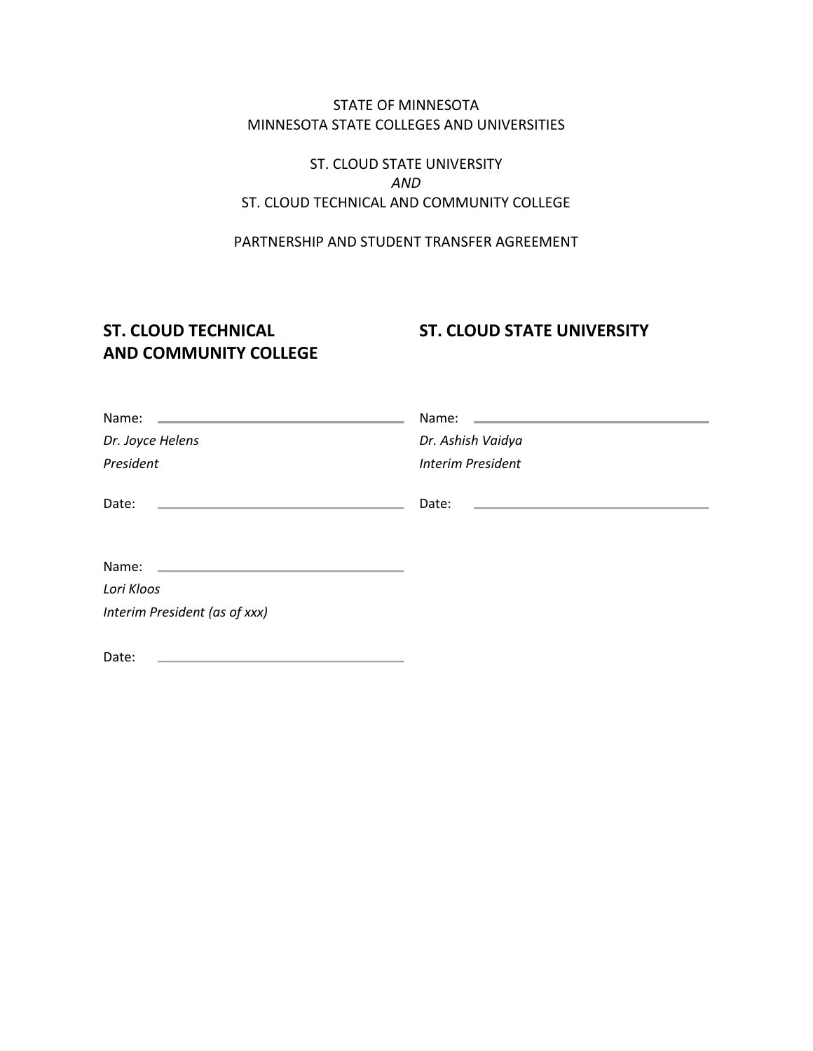STATE OF MINNESOTA
MINNESOTA STATE COLLEGES AND UNIVERSITIES

ST. CLOUD STATE UNIVERSITY
*AND*
ST. CLOUD TECHNICAL AND COMMUNITY COLLEGE

PARTNERSHIP AND STUDENT TRANSFER AGREEMENT

**ST. CLOUD TECHNICAL AND COMMUNITY COLLEGE**

Name: ______________________________
*Dr. Joyce Helens*
*President*

Date: ______________________________

Name: ______________________________
*Lori Kloos*
*Interim President (as of xxx)*

Date: ______________________________

**ST. CLOUD STATE UNIVERSITY**

Name: ______________________________
*Dr. Ashish Vaidya*
*Interim President*

Date: ______________________________